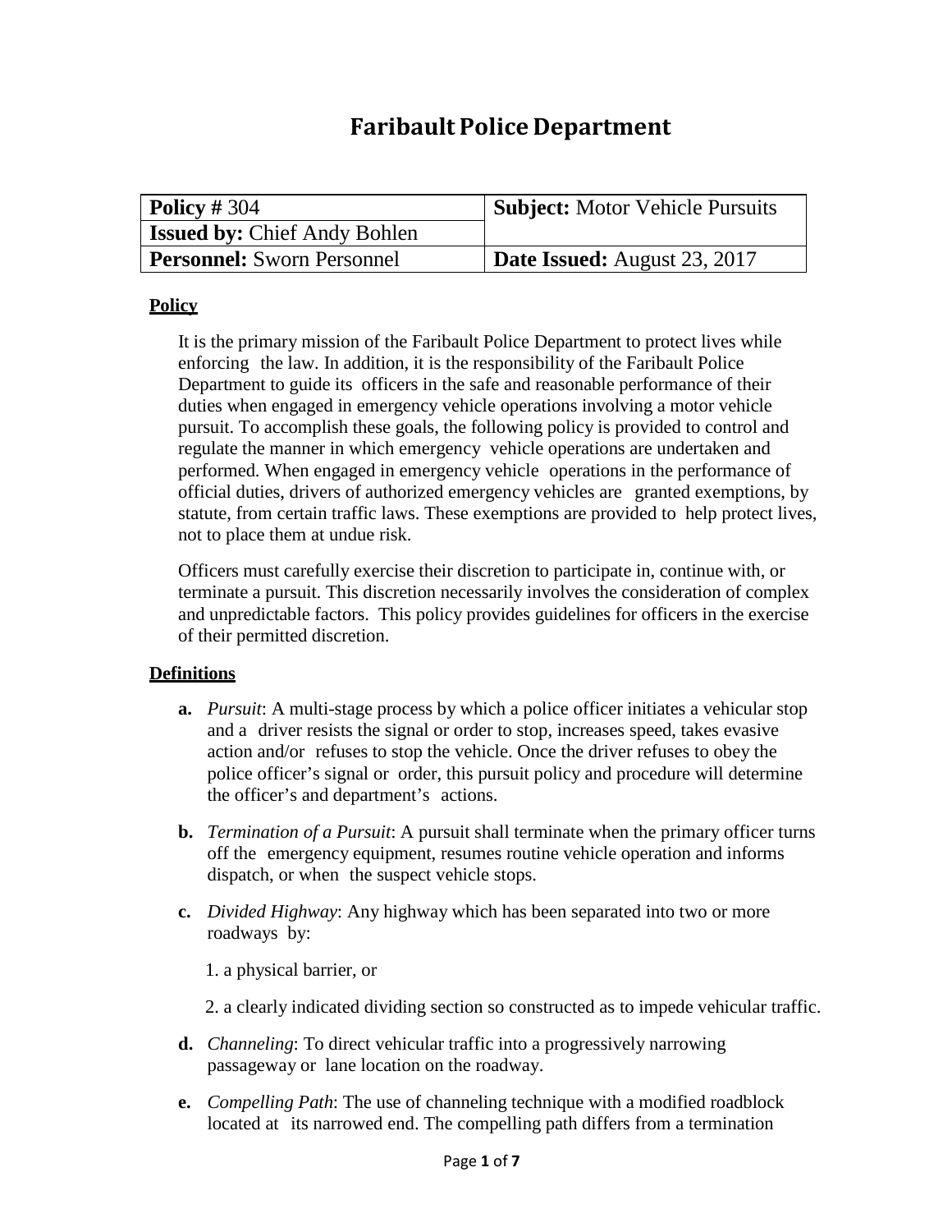# Faribault Police Department

| **Policy #** 304 | **Subject:** Motor Vehicle Pursuits |
|---|---|
| **Issued by:** Chief Andy Bohlen | |
| **Personnel:** Sworn Personnel | **Date Issued:** August 23, 2017 |

## Policy

It is the primary mission of the Faribault Police Department to protect lives while enforcing the law. In addition, it is the responsibility of the Faribault Police Department to guide its officers in the safe and reasonable performance of their duties when engaged in emergency vehicle operations involving a motor vehicle pursuit. To accomplish these goals, the following policy is provided to control and regulate the manner in which emergency vehicle operations are undertaken and performed. When engaged in emergency vehicle operations in the performance of official duties, drivers of authorized emergency vehicles are granted exemptions, by statute, from certain traffic laws. These exemptions are provided to help protect lives, not to place them at undue risk.

Officers must carefully exercise their discretion to participate in, continue with, or terminate a pursuit. This discretion necessarily involves the consideration of complex and unpredictable factors. This policy provides guidelines for officers in the exercise of their permitted discretion.

## Definitions

**a.** *Pursuit*: A multi-stage process by which a police officer initiates a vehicular stop and a driver resists the signal or order to stop, increases speed, takes evasive action and/or refuses to stop the vehicle. Once the driver refuses to obey the police officer's signal or order, this pursuit policy and procedure will determine the officer's and department's actions.

**b.** *Termination of a Pursuit*: A pursuit shall terminate when the primary officer turns off the emergency equipment, resumes routine vehicle operation and informs dispatch, or when the suspect vehicle stops.

**c.** *Divided Highway*: Any highway which has been separated into two or more roadways by:

1. a physical barrier, or
2. a clearly indicated dividing section so constructed as to impede vehicular traffic.

**d.** *Channeling*: To direct vehicular traffic into a progressively narrowing passageway or lane location on the roadway.

**e.** *Compelling Path*: The use of channeling technique with a modified roadblock located at its narrowed end. The compelling path differs from a termination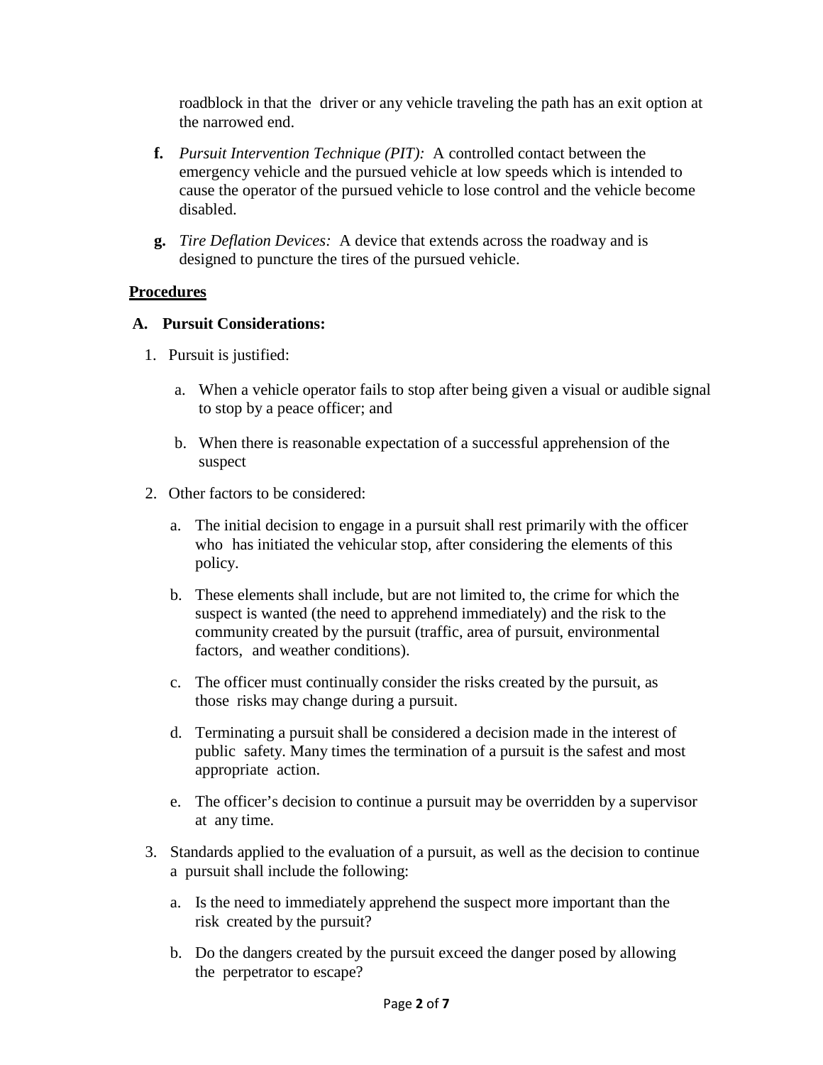roadblock in that the driver or any vehicle traveling the path has an exit option at the narrowed end.

**f.** *Pursuit Intervention Technique (PIT):* A controlled contact between the emergency vehicle and the pursued vehicle at low speeds which is intended to cause the operator of the pursued vehicle to lose control and the vehicle become disabled.

**g.** *Tire Deflation Devices:* A device that extends across the roadway and is designed to puncture the tires of the pursued vehicle.

**Procedures**

**A. Pursuit Considerations:**

1. Pursuit is justified:

   a. When a vehicle operator fails to stop after being given a visual or audible signal to stop by a peace officer; and

   b. When there is reasonable expectation of a successful apprehension of the suspect

2. Other factors to be considered:

   a. The initial decision to engage in a pursuit shall rest primarily with the officer who has initiated the vehicular stop, after considering the elements of this policy.

   b. These elements shall include, but are not limited to, the crime for which the suspect is wanted (the need to apprehend immediately) and the risk to the community created by the pursuit (traffic, area of pursuit, environmental factors, and weather conditions).

   c. The officer must continually consider the risks created by the pursuit, as those risks may change during a pursuit.

   d. Terminating a pursuit shall be considered a decision made in the interest of public safety. Many times the termination of a pursuit is the safest and most appropriate action.

   e. The officer's decision to continue a pursuit may be overridden by a supervisor at any time.

3. Standards applied to the evaluation of a pursuit, as well as the decision to continue a pursuit shall include the following:

   a. Is the need to immediately apprehend the suspect more important than the risk created by the pursuit?

   b. Do the dangers created by the pursuit exceed the danger posed by allowing the perpetrator to escape?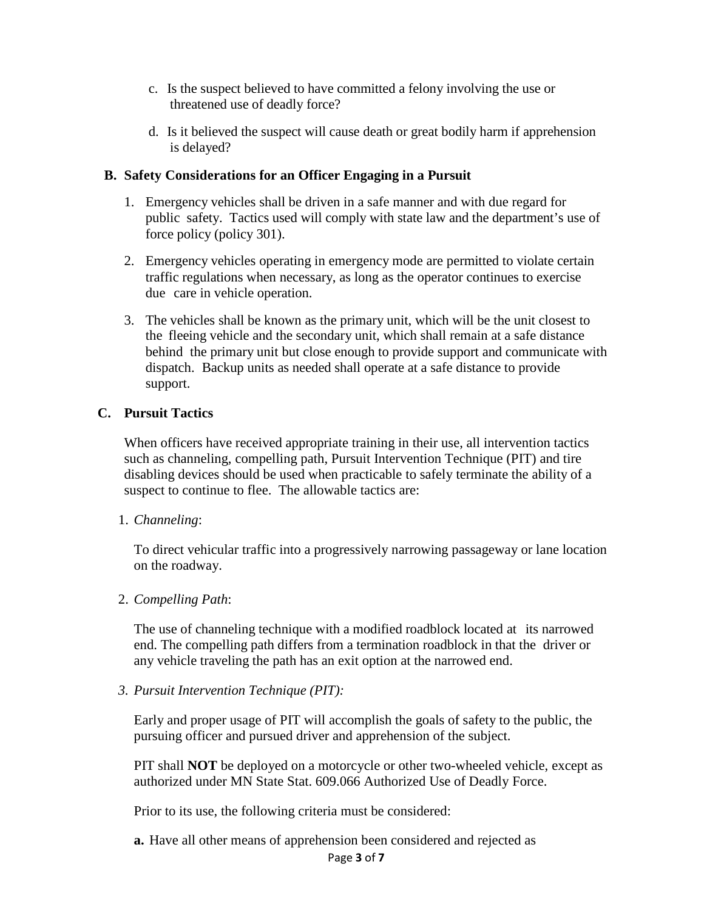c. Is the suspect believed to have committed a felony involving the use or threatened use of deadly force?

d. Is it believed the suspect will cause death or great bodily harm if apprehension is delayed?

**B. Safety Considerations for an Officer Engaging in a Pursuit**

1. Emergency vehicles shall be driven in a safe manner and with due regard for public safety. Tactics used will comply with state law and the department's use of force policy (policy 301).

2. Emergency vehicles operating in emergency mode are permitted to violate certain traffic regulations when necessary, as long as the operator continues to exercise due care in vehicle operation.

3. The vehicles shall be known as the primary unit, which will be the unit closest to the fleeing vehicle and the secondary unit, which shall remain at a safe distance behind the primary unit but close enough to provide support and communicate with dispatch. Backup units as needed shall operate at a safe distance to provide support.

**C. Pursuit Tactics**

When officers have received appropriate training in their use, all intervention tactics such as channeling, compelling path, Pursuit Intervention Technique (PIT) and tire disabling devices should be used when practicable to safely terminate the ability of a suspect to continue to flee. The allowable tactics are:

1. *Channeling*:

   To direct vehicular traffic into a progressively narrowing passageway or lane location on the roadway.

2. *Compelling Path*:

   The use of channeling technique with a modified roadblock located at its narrowed end. The compelling path differs from a termination roadblock in that the driver or any vehicle traveling the path has an exit option at the narrowed end.

3. *Pursuit Intervention Technique (PIT):*

   Early and proper usage of PIT will accomplish the goals of safety to the public, the pursuing officer and pursued driver and apprehension of the subject.

   PIT shall **NOT** be deployed on a motorcycle or other two-wheeled vehicle, except as authorized under MN State Stat. 609.066 Authorized Use of Deadly Force.

   Prior to its use, the following criteria must be considered:

   **a.** Have all other means of apprehension been considered and rejected as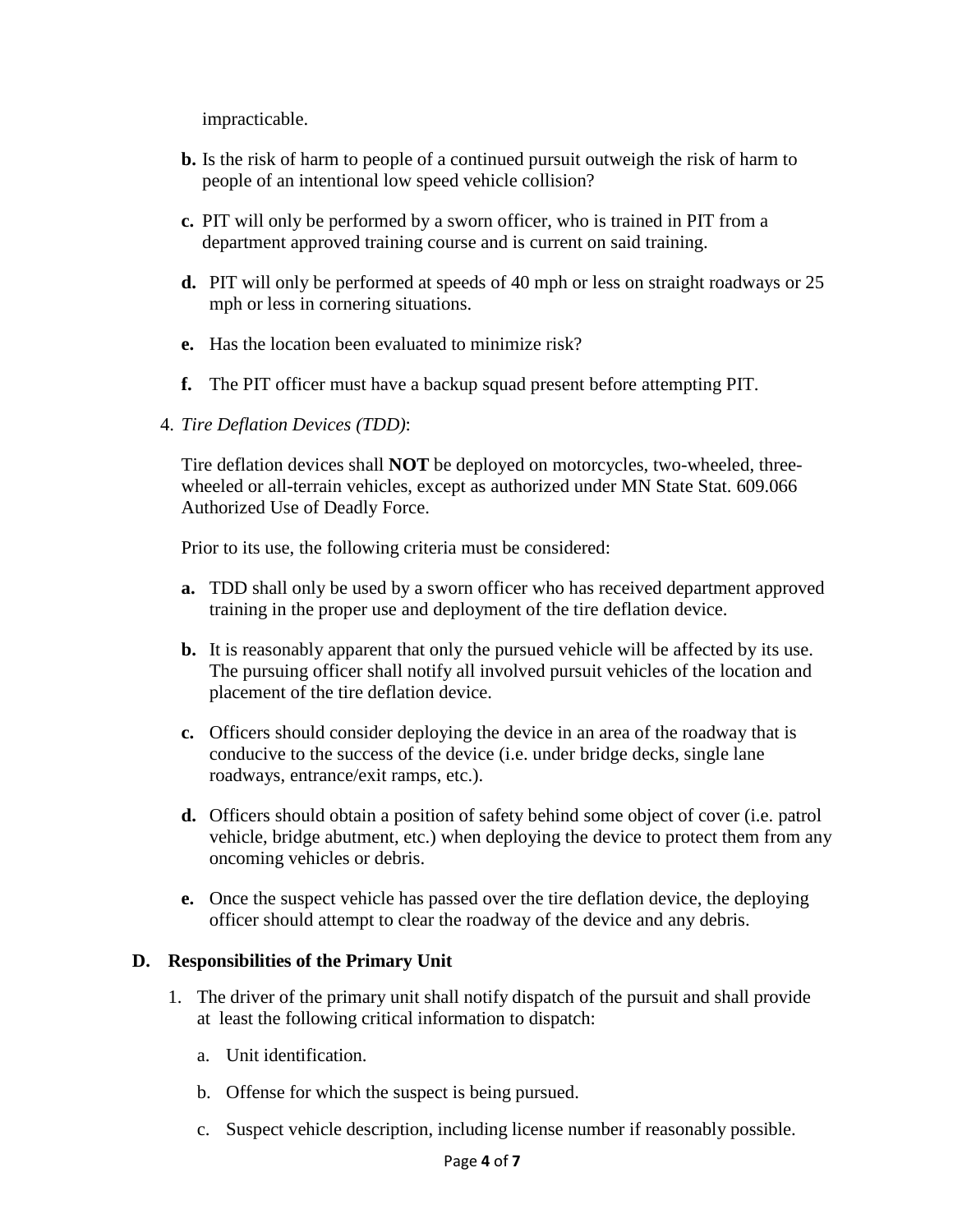impracticable.

**b.** Is the risk of harm to people of a continued pursuit outweigh the risk of harm to people of an intentional low speed vehicle collision?

**c.** PIT will only be performed by a sworn officer, who is trained in PIT from a department approved training course and is current on said training.

**d.** PIT will only be performed at speeds of 40 mph or less on straight roadways or 25 mph or less in cornering situations.

**e.** Has the location been evaluated to minimize risk?

**f.** The PIT officer must have a backup squad present before attempting PIT.

4. *Tire Deflation Devices (TDD)*:

   Tire deflation devices shall **NOT** be deployed on motorcycles, two-wheeled, three-wheeled or all-terrain vehicles, except as authorized under MN State Stat. 609.066 Authorized Use of Deadly Force.

   Prior to its use, the following criteria must be considered:

   **a.** TDD shall only be used by a sworn officer who has received department approved training in the proper use and deployment of the tire deflation device.

   **b.** It is reasonably apparent that only the pursued vehicle will be affected by its use. The pursuing officer shall notify all involved pursuit vehicles of the location and placement of the tire deflation device.

   **c.** Officers should consider deploying the device in an area of the roadway that is conducive to the success of the device (i.e. under bridge decks, single lane roadways, entrance/exit ramps, etc.).

   **d.** Officers should obtain a position of safety behind some object of cover (i.e. patrol vehicle, bridge abutment, etc.) when deploying the device to protect them from any oncoming vehicles or debris.

   **e.** Once the suspect vehicle has passed over the tire deflation device, the deploying officer should attempt to clear the roadway of the device and any debris.

## D. Responsibilities of the Primary Unit

1. The driver of the primary unit shall notify dispatch of the pursuit and shall provide at least the following critical information to dispatch:

   a. Unit identification.

   b. Offense for which the suspect is being pursued.

   c. Suspect vehicle description, including license number if reasonably possible.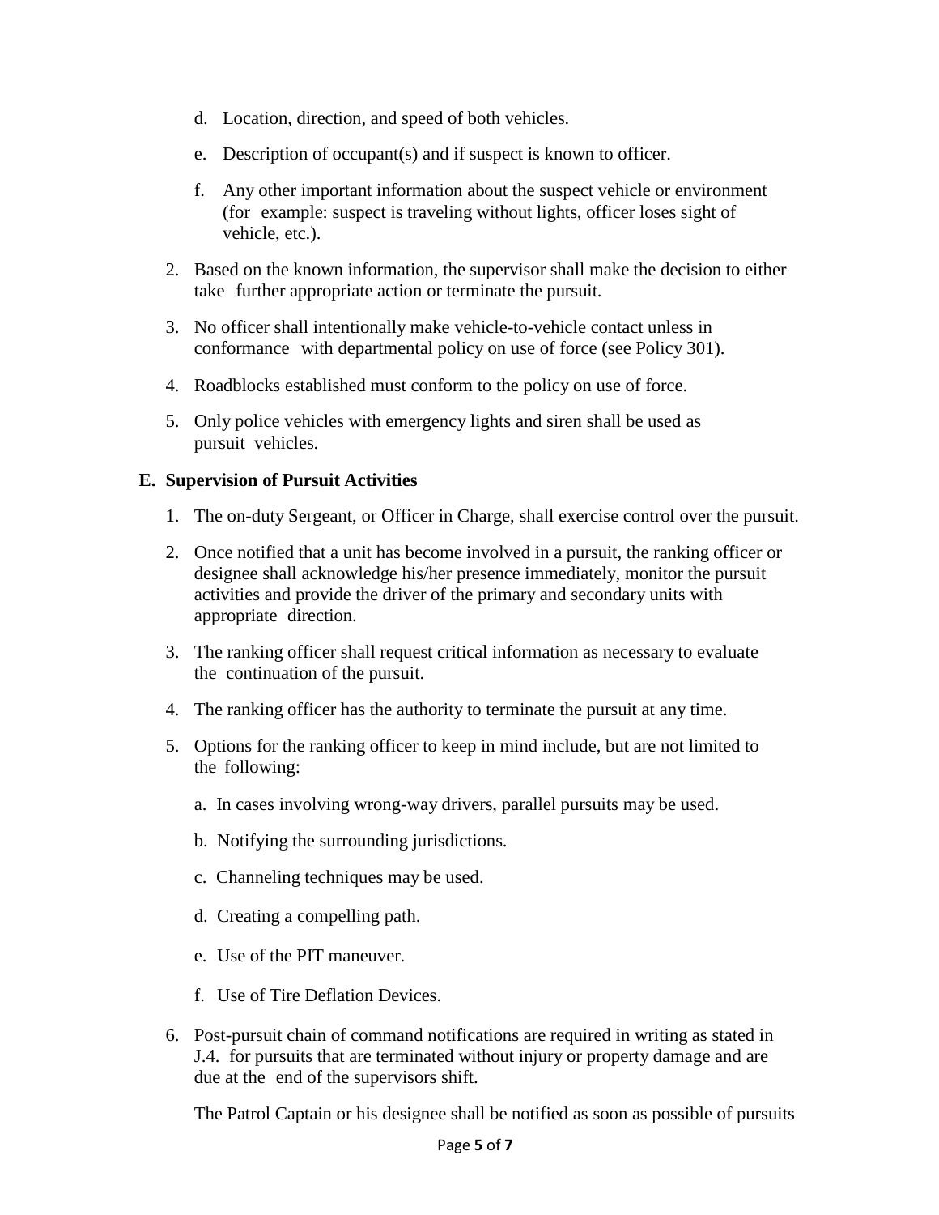d. Location, direction, and speed of both vehicles.

e. Description of occupant(s) and if suspect is known to officer.

f. Any other important information about the suspect vehicle or environment (for example: suspect is traveling without lights, officer loses sight of vehicle, etc.).

2. Based on the known information, the supervisor shall make the decision to either take further appropriate action or terminate the pursuit.

3. No officer shall intentionally make vehicle-to-vehicle contact unless in conformance with departmental policy on use of force (see Policy 301).

4. Roadblocks established must conform to the policy on use of force.

5. Only police vehicles with emergency lights and siren shall be used as pursuit vehicles.

**E. Supervision of Pursuit Activities**

1. The on-duty Sergeant, or Officer in Charge, shall exercise control over the pursuit.

2. Once notified that a unit has become involved in a pursuit, the ranking officer or designee shall acknowledge his/her presence immediately, monitor the pursuit activities and provide the driver of the primary and secondary units with appropriate direction.

3. The ranking officer shall request critical information as necessary to evaluate the continuation of the pursuit.

4. The ranking officer has the authority to terminate the pursuit at any time.

5. Options for the ranking officer to keep in mind include, but are not limited to the following:

   a. In cases involving wrong-way drivers, parallel pursuits may be used.

   b. Notifying the surrounding jurisdictions.

   c. Channeling techniques may be used.

   d. Creating a compelling path.

   e. Use of the PIT maneuver.

   f. Use of Tire Deflation Devices.

6. Post-pursuit chain of command notifications are required in writing as stated in J.4. for pursuits that are terminated without injury or property damage and are due at the end of the supervisors shift.

   The Patrol Captain or his designee shall be notified as soon as possible of pursuits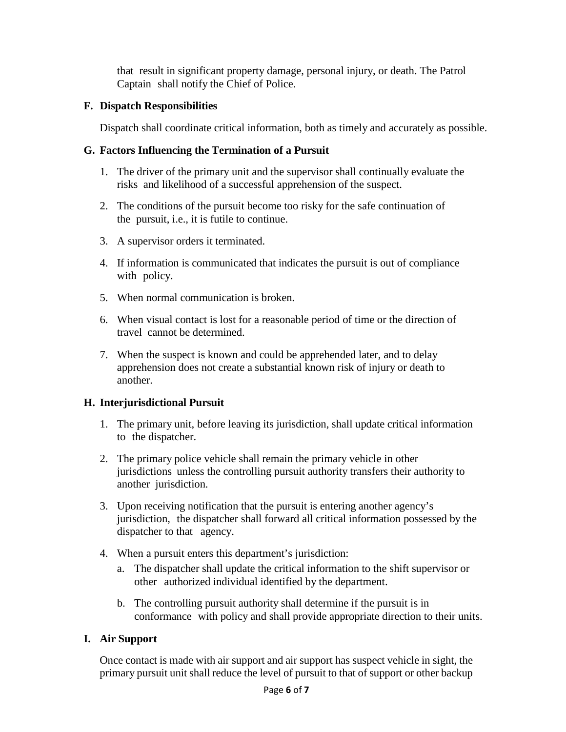that result in significant property damage, personal injury, or death. The Patrol Captain shall notify the Chief of Police.

**F. Dispatch Responsibilities**

Dispatch shall coordinate critical information, both as timely and accurately as possible.

**G. Factors Influencing the Termination of a Pursuit**

1. The driver of the primary unit and the supervisor shall continually evaluate the risks and likelihood of a successful apprehension of the suspect.
2. The conditions of the pursuit become too risky for the safe continuation of the pursuit, i.e., it is futile to continue.
3. A supervisor orders it terminated.
4. If information is communicated that indicates the pursuit is out of compliance with policy.
5. When normal communication is broken.
6. When visual contact is lost for a reasonable period of time or the direction of travel cannot be determined.
7. When the suspect is known and could be apprehended later, and to delay apprehension does not create a substantial known risk of injury or death to another.

**H. Interjurisdictional Pursuit**

1. The primary unit, before leaving its jurisdiction, shall update critical information to the dispatcher.
2. The primary police vehicle shall remain the primary vehicle in other jurisdictions unless the controlling pursuit authority transfers their authority to another jurisdiction.
3. Upon receiving notification that the pursuit is entering another agency's jurisdiction, the dispatcher shall forward all critical information possessed by the dispatcher to that agency.
4. When a pursuit enters this department's jurisdiction:
   a. The dispatcher shall update the critical information to the shift supervisor or other authorized individual identified by the department.
   b. The controlling pursuit authority shall determine if the pursuit is in conformance with policy and shall provide appropriate direction to their units.

**I. Air Support**

Once contact is made with air support and air support has suspect vehicle in sight, the primary pursuit unit shall reduce the level of pursuit to that of support or other backup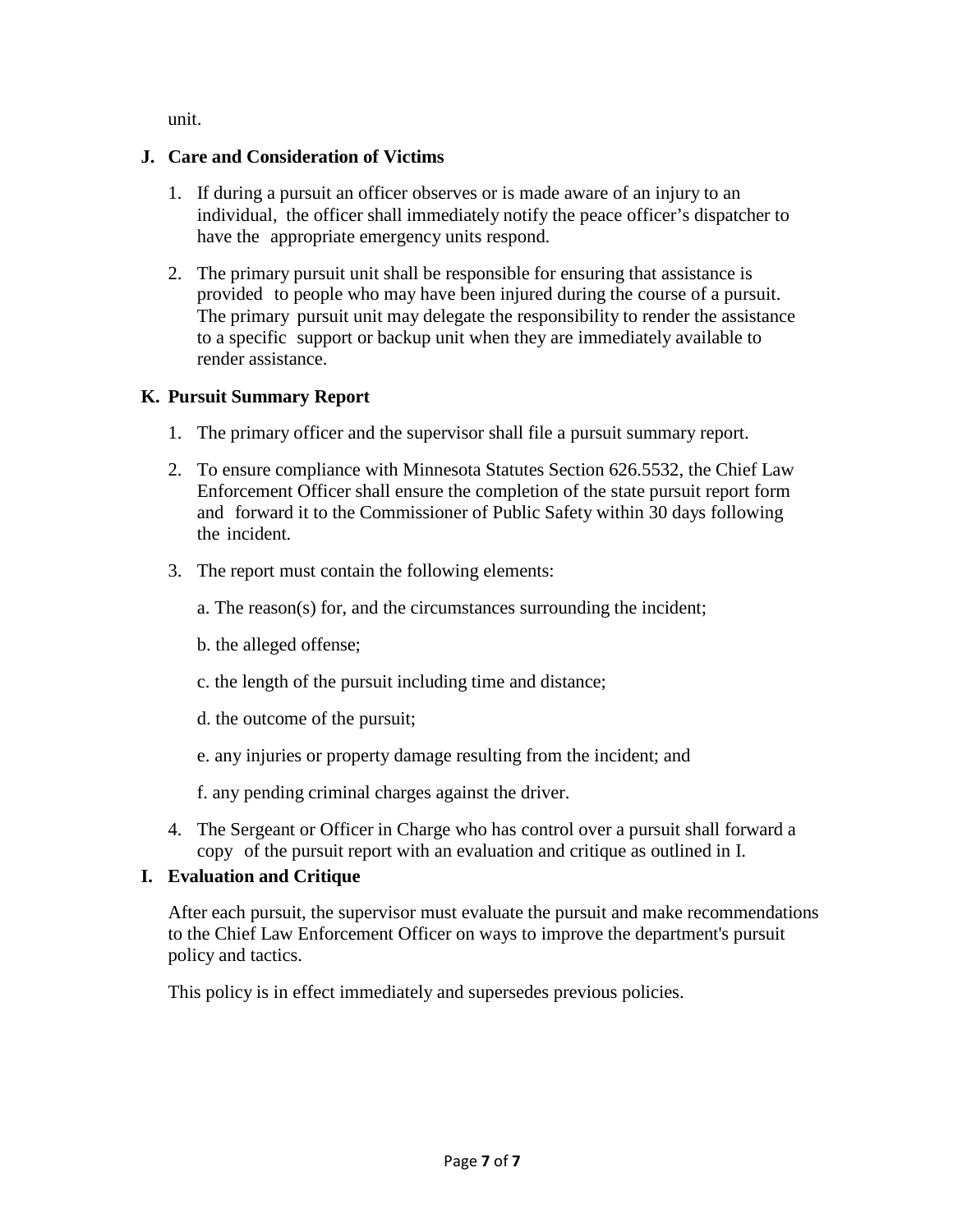unit.

**J. Care and Consideration of Victims**

1. If during a pursuit an officer observes or is made aware of an injury to an individual, the officer shall immediately notify the peace officer's dispatcher to have the appropriate emergency units respond.

2. The primary pursuit unit shall be responsible for ensuring that assistance is provided to people who may have been injured during the course of a pursuit. The primary pursuit unit may delegate the responsibility to render the assistance to a specific support or backup unit when they are immediately available to render assistance.

**K. Pursuit Summary Report**

1. The primary officer and the supervisor shall file a pursuit summary report.

2. To ensure compliance with Minnesota Statutes Section 626.5532, the Chief Law Enforcement Officer shall ensure the completion of the state pursuit report form and forward it to the Commissioner of Public Safety within 30 days following the incident.

3. The report must contain the following elements:

   a. The reason(s) for, and the circumstances surrounding the incident;

   b. the alleged offense;

   c. the length of the pursuit including time and distance;

   d. the outcome of the pursuit;

   e. any injuries or property damage resulting from the incident; and

   f. any pending criminal charges against the driver.

4. The Sergeant or Officer in Charge who has control over a pursuit shall forward a copy of the pursuit report with an evaluation and critique as outlined in I.

**I. Evaluation and Critique**

After each pursuit, the supervisor must evaluate the pursuit and make recommendations to the Chief Law Enforcement Officer on ways to improve the department's pursuit policy and tactics.

This policy is in effect immediately and supersedes previous policies.